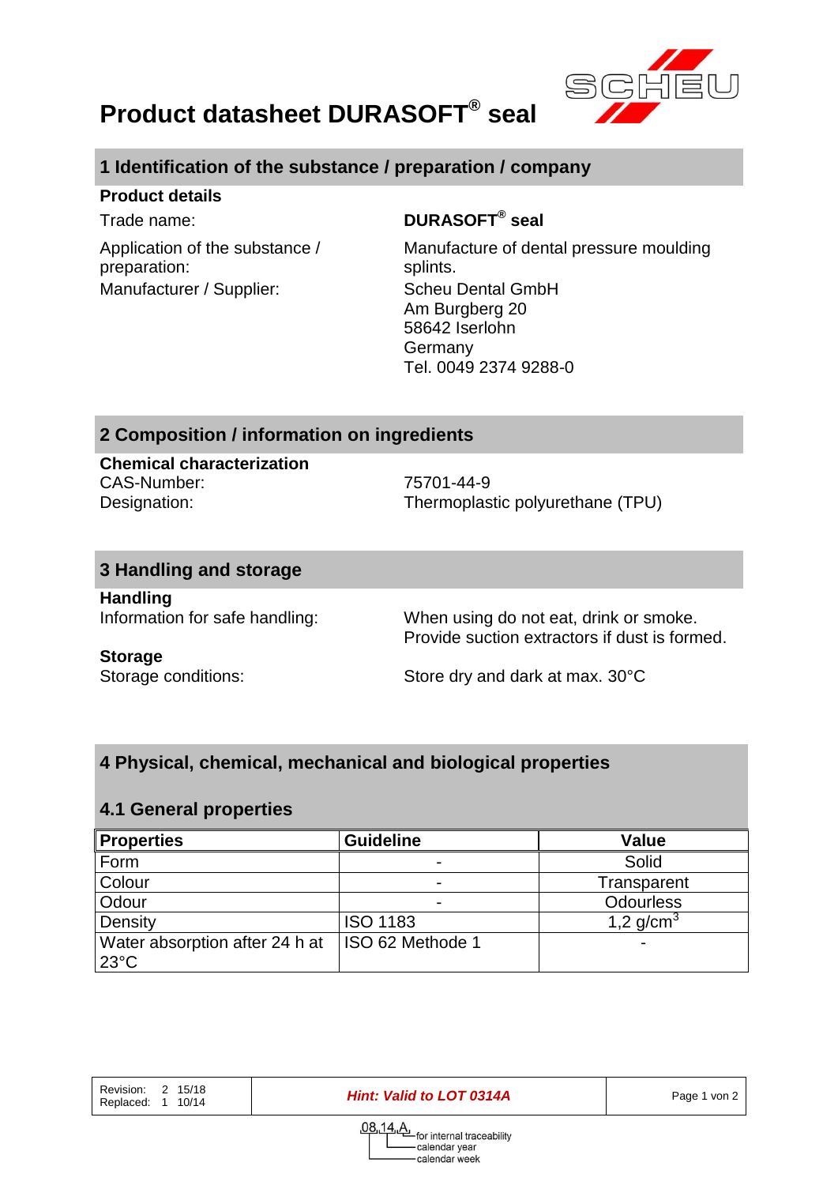# Product datasheet DURASOFT® seal

## 1 Identification of the substance / preparation / company

**Product details**

Trade name: **DURASOFT® seal**

Application of the substance / preparation: Manufacture of dental pressure moulding splints.

Manufacturer / Supplier: Scheu Dental GmbH
Am Burgberg 20
58642 Iserlohn
Germany
Tel. 0049 2374 9288-0

## 2 Composition / information on ingredients

**Chemical characterization**

CAS-Number: 75701-44-9
Designation: Thermoplastic polyurethane (TPU)

## 3 Handling and storage

**Handling**

Information for safe handling: When using do not eat, drink or smoke. Provide suction extractors if dust is formed.

**Storage**

Storage conditions: Store dry and dark at max. 30°C

## 4 Physical, chemical, mechanical and biological properties

### 4.1 General properties

| Properties | Guideline | Value |
|---|---|---|
| Form | - | Solid |
| Colour | - | Transparent |
| Odour | - | Odourless |
| Density | ISO 1183 | 1,2 g/cm$^3$ |
| Water absorption after 24 h at 23°C | ISO 62 Methode 1 | - |

| Revision: 2 15/18<br>Replaced: 1 10/14 | *Hint: Valid to LOT 0314A* |
|---|---|

08 14 A — for internal traceability; calendar year; calendar week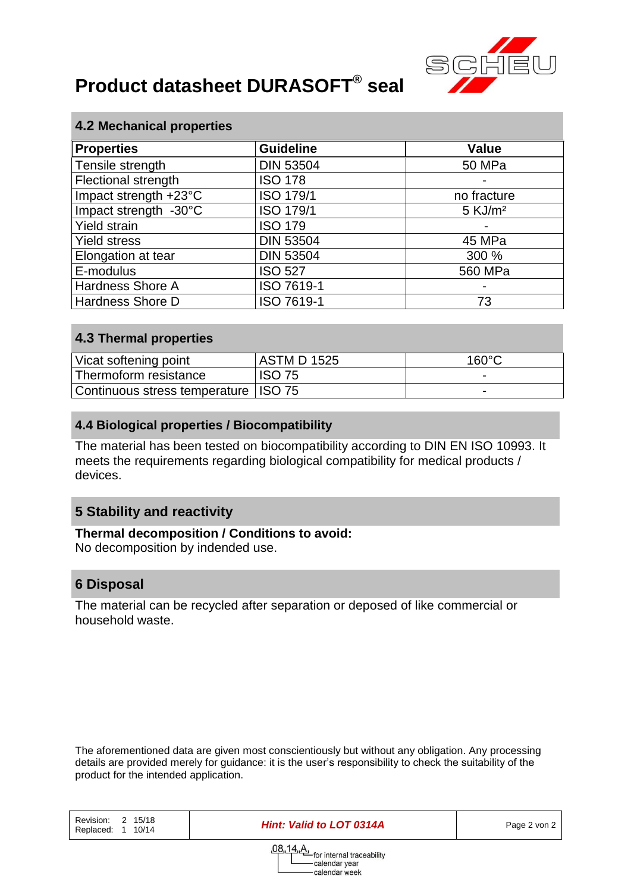# Product datasheet DURASOFT® seal

## 4.2 Mechanical properties

| Properties | Guideline | Value |
|---|---|---|
| Tensile strength | DIN 53504 | 50 MPa |
| Flectional strength | ISO 178 | - |
| Impact strength +23°C | ISO 179/1 | no fracture |
| Impact strength -30°C | ISO 179/1 | 5 KJ/m² |
| Yield strain | ISO 179 | - |
| Yield stress | DIN 53504 | 45 MPa |
| Elongation at tear | DIN 53504 | 300 % |
| E-modulus | ISO 527 | 560 MPa |
| Hardness Shore A | ISO 7619-1 | - |
| Hardness Shore D | ISO 7619-1 | 73 |

## 4.3 Thermal properties

| | | |
|---|---|---|
| Vicat softening point | ASTM D 1525 | 160°C |
| Thermoform resistance | ISO 75 | - |
| Continuous stress temperature | ISO 75 | - |

## 4.4 Biological properties / Biocompatibility

The material has been tested on biocompatibility according to DIN EN ISO 10993. It meets the requirements regarding biological compatibility for medical products / devices.

## 5 Stability and reactivity

**Thermal decomposition / Conditions to avoid:**
No decomposition by indended use.

## 6 Disposal

The material can be recycled after separation or deposed of like commercial or household waste.

The aforementioned data are given most conscientiously but without any obligation. Any processing details are provided merely for guidance: it is the user's responsibility to check the suitability of the product for the intended application.

| | | |
|---|---|---|
| Revision: 2 15/18<br>Replaced: 1 10/14 | ***Hint: Valid to LOT 0314A*** | |

08 14 A
- for internal traceability
- calendar year
- calendar week